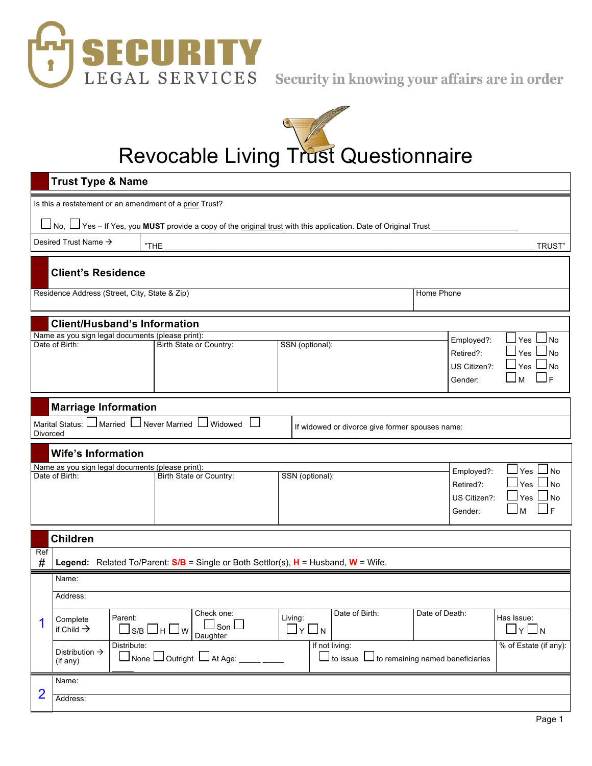**SECURITY**
LEGAL SERVICES
Security in knowing your affairs are in order

# Revocable Living Trust Questionnaire

## Trust Type & Name

Is this a restatement or an amendment of a prior Trust?

☐ No, ☐ Yes – If Yes, you **MUST** provide a copy of the original trust with this application. Date of Original Trust ____________

| Desired Trust Name → | "THE ______________________________________ TRUST" |
|---|---|

## Client's Residence

| Residence Address (Street, City, State & Zip) | Home Phone |
|---|---|
| | |

## Client/Husband's Information

| Name as you sign legal documents (please print): | | | |
|---|---|---|---|
| Date of Birth: | Birth State or Country: | SSN (optional): | Employed?: ☐ Yes ☐ No<br>Retired?: ☐ Yes ☐ No<br>US Citizen?: ☐ Yes ☐ No<br>Gender: ☐ M ☐ F |

## Marriage Information

| Marital Status: ☐ Married ☐ Never Married ☐ Widowed ☐ Divorced | If widowed or divorce give former spouses name: |
|---|---|

## Wife's Information

| Name as you sign legal documents (please print): | | | |
|---|---|---|---|
| Date of Birth: | Birth State or Country: | SSN (optional): | Employed?: ☐ Yes ☐ No<br>Retired?: ☐ Yes ☐ No<br>US Citizen?: ☐ Yes ☐ No<br>Gender: ☐ M ☐ F |

## Children

| Ref # | **Legend:** Related To/Parent: **S/B** = Single or Both Settlor(s), **H** = Husband, **W** = Wife. | | | | | | |
|---|---|---|---|---|---|---|---|
| 1 | Name: | | | | | | |
| | Address: | | | | | | |
| | Complete if Child → | Parent: ☐ S/B ☐ H ☐ W | Check one: ☐ Son ☐ Daughter | Living: ☐ Y ☐ N | Date of Birth: | Date of Death: | Has Issue: ☐ Y ☐ N |
| | Distribution → (if any) | Distribute: ☐ None ☐ Outright ☐ At Age: _____ _____ _____ | | If not living: ☐ to issue ☐ to remaining named beneficiaries | | | % of Estate (if any): |
| 2 | Name: | | | | | | |
| | Address: | | | | | | |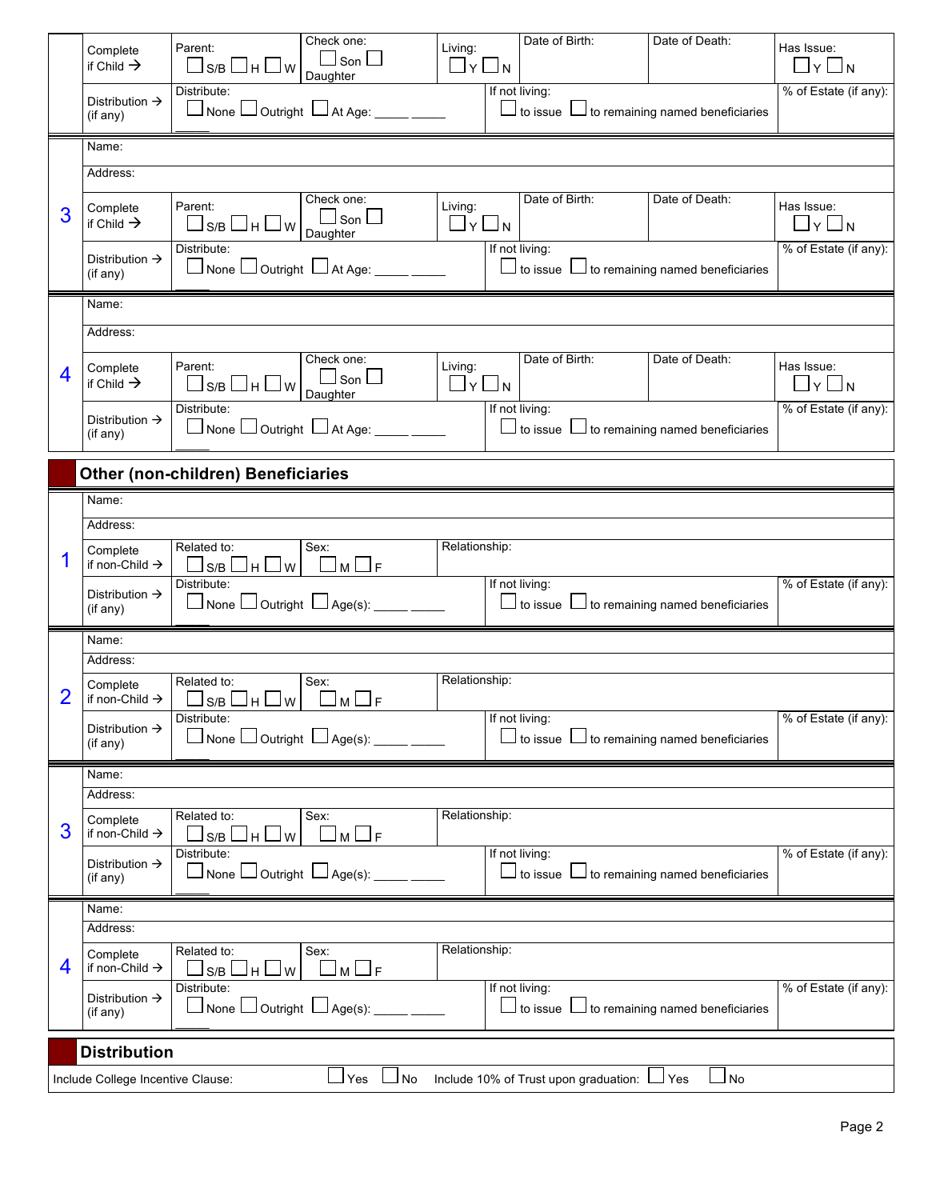| | Complete if Child → | Parent: ☐ S/B ☐ H ☐ W | Check one: ☐ Son ☐ Daughter | Living: ☐ Y ☐ N | Date of Birth: | Date of Death: | Has Issue: ☐ Y ☐ N |
|---|---|---|---|---|---|---|---|
| | Distribution → (if any) | Distribute: ☐ None ☐ Outright ☐ At Age: _____ _____ _____ | | If not living: ☐ to issue ☐ to remaining named beneficiaries | | | % of Estate (if any): |

| 3 | | | | | | | |
|---|---|---|---|---|---|---|---|
| | Name: | | | | | | |
| | Address: | | | | | | |
| | Complete if Child → | Parent: ☐ S/B ☐ H ☐ W | Check one: ☐ Son ☐ Daughter | Living: ☐ Y ☐ N | Date of Birth: | Date of Death: | Has Issue: ☐ Y ☐ N |
| | Distribution → (if any) | Distribute: ☐ None ☐ Outright ☐ At Age: _____ _____ _____ | | If not living: ☐ to issue ☐ to remaining named beneficiaries | | | % of Estate (if any): |

| 4 | | | | | | | |
|---|---|---|---|---|---|---|---|
| | Name: | | | | | | |
| | Address: | | | | | | |
| | Complete if Child → | Parent: ☐ S/B ☐ H ☐ W | Check one: ☐ Son ☐ Daughter | Living: ☐ Y ☐ N | Date of Birth: | Date of Death: | Has Issue: ☐ Y ☐ N |
| | Distribution → (if any) | Distribute: ☐ None ☐ Outright ☐ At Age: _____ _____ _____ | | If not living: ☐ to issue ☐ to remaining named beneficiaries | | | % of Estate (if any): |

## Other (non-children) Beneficiaries

| 1 | | | | | |
|---|---|---|---|---|---|
| | Name: | | | | |
| | Address: | | | | |
| | Complete if non-Child → | Related to: ☐ S/B ☐ H ☐ W | Sex: ☐ M ☐ F | Relationship: | |
| | Distribution → (if any) | Distribute: ☐ None ☐ Outright ☐ Age(s): _____ _____ | | If not living: ☐ to issue ☐ to remaining named beneficiaries | % of Estate (if any): |

| 2 | | | | | |
|---|---|---|---|---|---|
| | Name: | | | | |
| | Address: | | | | |
| | Complete if non-Child → | Related to: ☐ S/B ☐ H ☐ W | Sex: ☐ M ☐ F | Relationship: | |
| | Distribution → (if any) | Distribute: ☐ None ☐ Outright ☐ Age(s): _____ _____ | | If not living: ☐ to issue ☐ to remaining named beneficiaries | % of Estate (if any): |

| 3 | | | | | |
|---|---|---|---|---|---|
| | Name: | | | | |
| | Address: | | | | |
| | Complete if non-Child → | Related to: ☐ S/B ☐ H ☐ W | Sex: ☐ M ☐ F | Relationship: | |
| | Distribution → (if any) | Distribute: ☐ None ☐ Outright ☐ Age(s): _____ _____ | | If not living: ☐ to issue ☐ to remaining named beneficiaries | % of Estate (if any): |

| 4 | | | | | |
|---|---|---|---|---|---|
| | Name: | | | | |
| | Address: | | | | |
| | Complete if non-Child → | Related to: ☐ S/B ☐ H ☐ W | Sex: ☐ M ☐ F | Relationship: | |
| | Distribution → (if any) | Distribute: ☐ None ☐ Outright ☐ Age(s): _____ _____ | | If not living: ☐ to issue ☐ to remaining named beneficiaries | % of Estate (if any): |

## Distribution

Include College Incentive Clause: ☐ Yes ☐ No Include 10% of Trust upon graduation: ☐ Yes ☐ No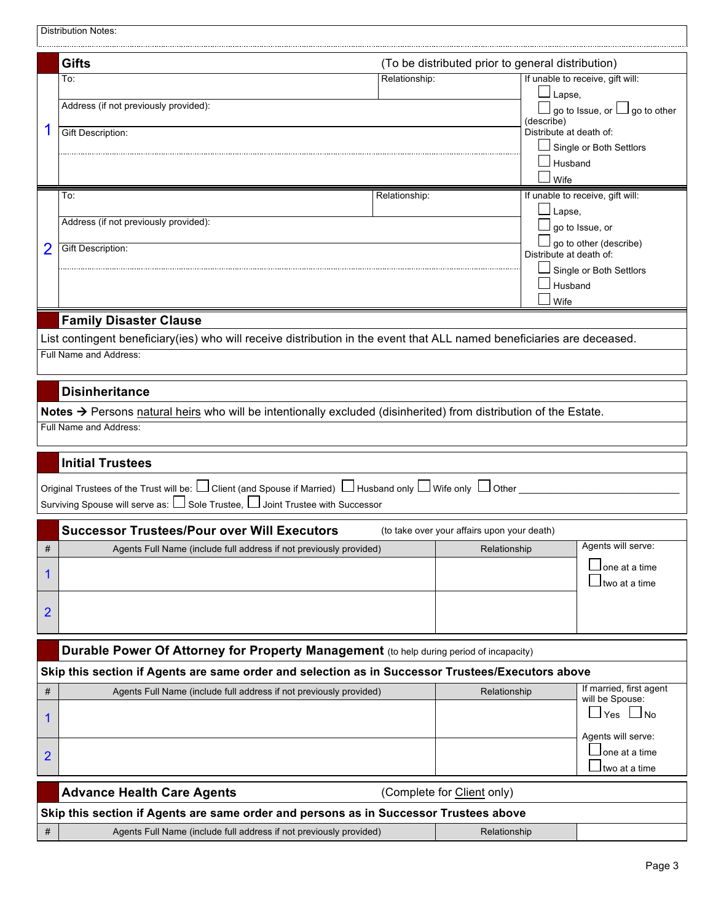Distribution Notes:

## Gifts

(To be distributed prior to general distribution)

| # | Gift | Options |
|---|---|---|
| 1 | To: | Relationship: | If unable to receive, gift will: ☐ Lapse, ☐ go to Issue, or ☐ go to other (describe) |
| | Address (if not previously provided): | | Distribute at death of: ☐ Single or Both Settlors ☐ Husband ☐ Wife |
| | Gift Description: | | |
| 2 | To: | Relationship: | If unable to receive, gift will: ☐ Lapse, ☐ go to Issue, or ☐ go to other (describe) |
| | Address (if not previously provided): | | Distribute at death of: ☐ Single or Both Settlors ☐ Husband ☐ Wife |
| | Gift Description: | | |

## Family Disaster Clause

List contingent beneficiary(ies) who will receive distribution in the event that ALL named beneficiaries are deceased.

Full Name and Address:

## Disinheritance

**Notes →** Persons natural heirs who will be intentionally excluded (disinherited) from distribution of the Estate.

Full Name and Address:

## Initial Trustees

Original Trustees of the Trust will be: ☐ Client (and Spouse if Married) ☐ Husband only ☐ Wife only ☐ Other ____________________

Surviving Spouse will serve as: ☐ Sole Trustee, ☐ Joint Trustee with Successor

## Successor Trustees/Pour over Will Executors

(to take over your affairs upon your death)

| # | Agents Full Name (include full address if not previously provided) | Relationship | Agents will serve: |
|---|---|---|---|
| 1 | | | ☐ one at a time ☐ two at a time |
| 2 | | | |

## Durable Power Of Attorney for Property Management

(to help during period of incapacity)

**Skip this section if Agents are same order and selection as in Successor Trustees/Executors above**

| # | Agents Full Name (include full address if not previously provided) | Relationship | If married, first agent will be Spouse: |
|---|---|---|---|
| 1 | | | ☐ Yes ☐ No |
| 2 | | | Agents will serve: ☐ one at a time ☐ two at a time |

## Advance Health Care Agents

(Complete for Client only)

**Skip this section if Agents are same order and persons as in Successor Trustees above**

| # | Agents Full Name (include full address if not previously provided) | Relationship | |
|---|---|---|---|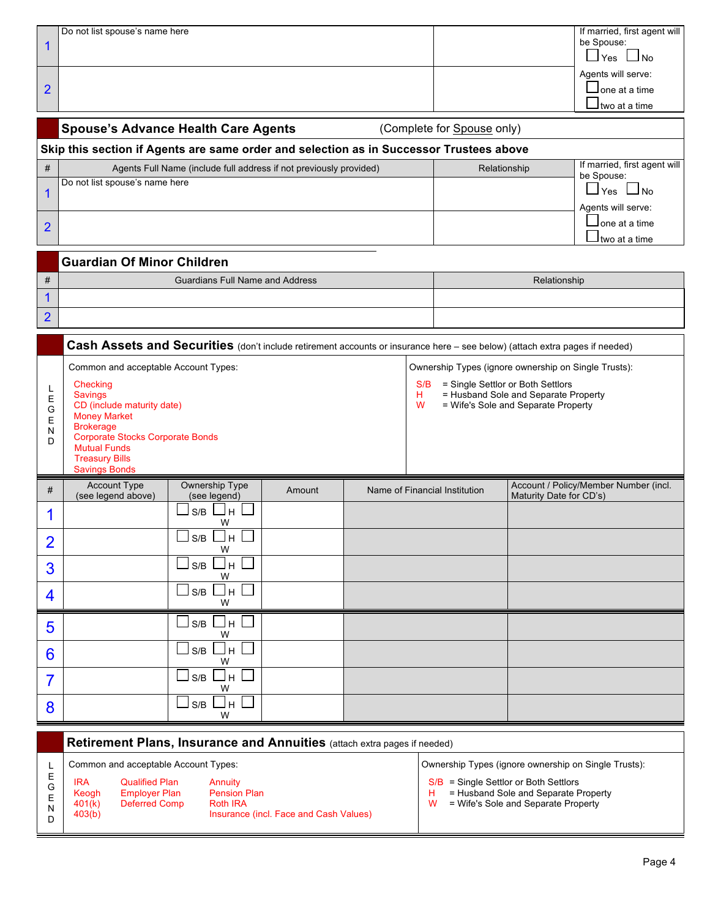| # | Agents Full Name | Relationship | |
|---|---|---|---|
| 1 | Do not list spouse's name here | | If married, first agent will be Spouse: ☐ Yes ☐ No |
| 2 | | | Agents will serve: ☐ one at a time ☐ two at a time |

## Spouse's Advance Health Care Agents (Complete for Spouse only)

**Skip this section if Agents are same order and selection as in Successor Trustees above**

| # | Agents Full Name (include full address if not previously provided) | Relationship | |
|---|---|---|---|
| 1 | Do not list spouse's name here | | If married, first agent will be Spouse: ☐ Yes ☐ No |
| 2 | | | Agents will serve: ☐ one at a time ☐ two at a time |

## Guardian Of Minor Children

| # | Guardians Full Name and Address | Relationship |
|---|---|---|
| 1 | | |
| 2 | | |

## Cash Assets and Securities (don't include retirement accounts or insurance here – see below) (attach extra pages if needed)

**LEGEND**

Common and acceptable Account Types:

- Checking
- Savings
- CD (include maturity date)
- Money Market
- Brokerage
- Corporate Stocks Corporate Bonds
- Mutual Funds
- Treasury Bills
- Savings Bonds

Ownership Types (ignore ownership on Single Trusts):

- S/B = Single Settlor or Both Settlors
- H = Husband Sole and Separate Property
- W = Wife's Sole and Separate Property

| # | Account Type (see legend above) | Ownership Type (see legend) | Amount | Name of Financial Institution | Account / Policy/Member Number (incl. Maturity Date for CD's) |
|---|---|---|---|---|---|
| 1 | | ☐ S/B ☐ H ☐ W | | | |
| 2 | | ☐ S/B ☐ H ☐ W | | | |
| 3 | | ☐ S/B ☐ H ☐ W | | | |
| 4 | | ☐ S/B ☐ H ☐ W | | | |
| 5 | | ☐ S/B ☐ H ☐ W | | | |
| 6 | | ☐ S/B ☐ H ☐ W | | | |
| 7 | | ☐ S/B ☐ H ☐ W | | | |
| 8 | | ☐ S/B ☐ H ☐ W | | | |

## Retirement Plans, Insurance and Annuities (attach extra pages if needed)

**LEGEND**

Common and acceptable Account Types:

- IRA
- Keogh
- 401(k)
- 403(b)
- Qualified Plan
- Employer Plan
- Deferred Comp
- Annuity
- Pension Plan
- Roth IRA
- Insurance (incl. Face and Cash Values)

Ownership Types (ignore ownership on Single Trusts):

- S/B = Single Settlor or Both Settlors
- H = Husband Sole and Separate Property
- W = Wife's Sole and Separate Property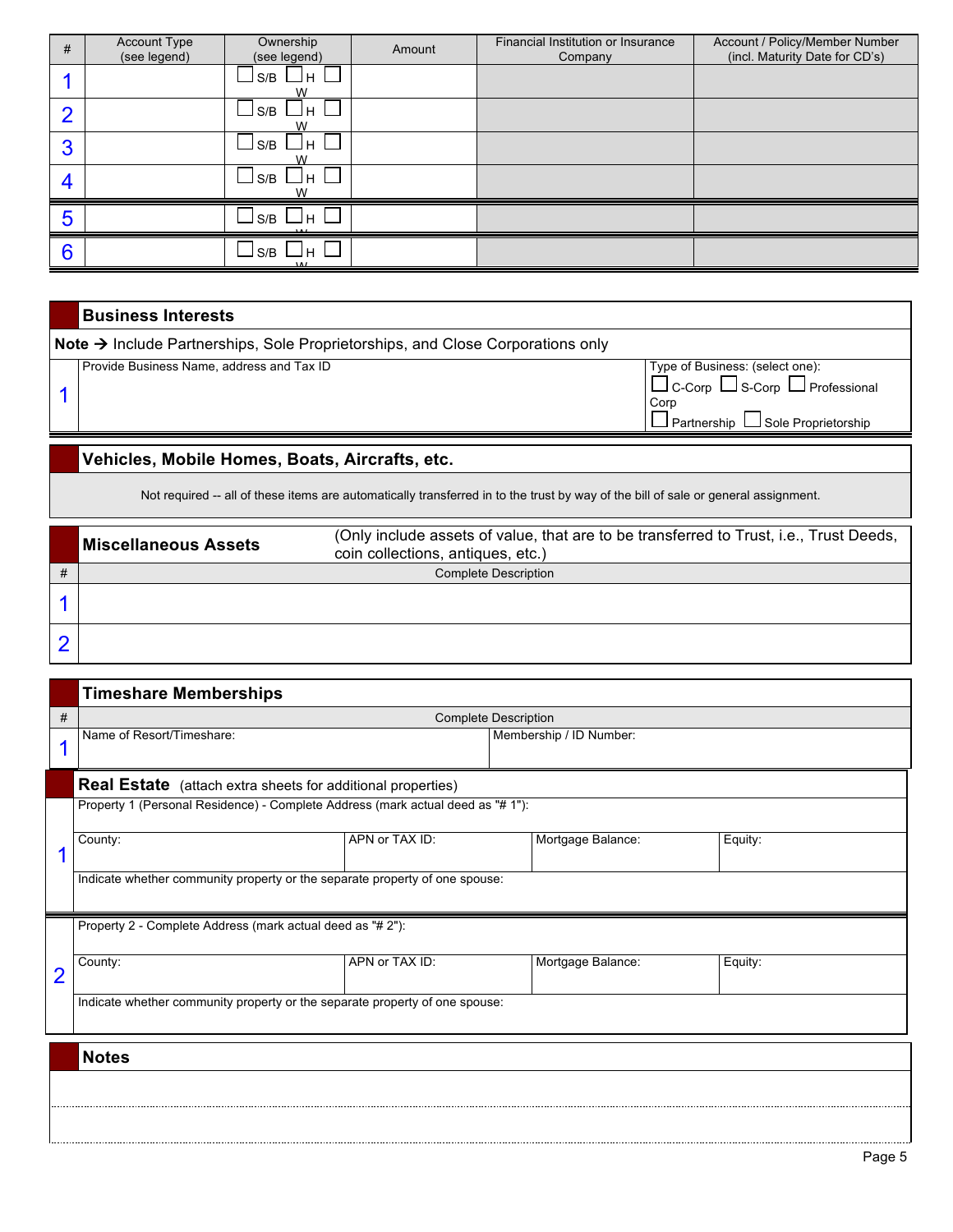| # | Account Type (see legend) | Ownership (see legend) | Amount | Financial Institution or Insurance Company | Account / Policy/Member Number (incl. Maturity Date for CD's) |
|---|---|---|---|---|---|
| 1 | | ☐ S/B ☐ H ☐ W | | | |
| 2 | | ☐ S/B ☐ H ☐ W | | | |
| 3 | | ☐ S/B ☐ H ☐ W | | | |
| 4 | | ☐ S/B ☐ H ☐ W | | | |
| 5 | | ☐ S/B ☐ H ☐ W | | | |
| 6 | | ☐ S/B ☐ H ☐ W | | | |

## Business Interests

**Note →** Include Partnerships, Sole Proprietorships, and Close Corporations only

| # | Provide Business Name, address and Tax ID | Type of Business: (select one): |
|---|---|---|
| 1 | | ☐ C-Corp ☐ S-Corp ☐ Professional Corp ☐ Partnership ☐ Sole Proprietorship |

## Vehicles, Mobile Homes, Boats, Aircrafts, etc.

Not required -- all of these items are automatically transferred in to the trust by way of the bill of sale or general assignment.

## Miscellaneous Assets

(Only include assets of value, that are to be transferred to Trust, i.e., Trust Deeds, coin collections, antiques, etc.)

| # | Complete Description |
|---|---|
| 1 | |
| 2 | |

## Timeshare Memberships

| # | Complete Description | |
|---|---|---|
| 1 | Name of Resort/Timeshare: | Membership / ID Number: |

## Real Estate (attach extra sheets for additional properties)

| # | | | | |
|---|---|---|---|---|
| 1 | Property 1 (Personal Residence) - Complete Address (mark actual deed as "# 1"): | | | |
| | County: | APN or TAX ID: | Mortgage Balance: | Equity: |
| | Indicate whether community property or the separate property of one spouse: | | | |
| 2 | Property 2 - Complete Address (mark actual deed as "# 2"): | | | |
| | County: | APN or TAX ID: | Mortgage Balance: | Equity: |
| | Indicate whether community property or the separate property of one spouse: | | | |

## Notes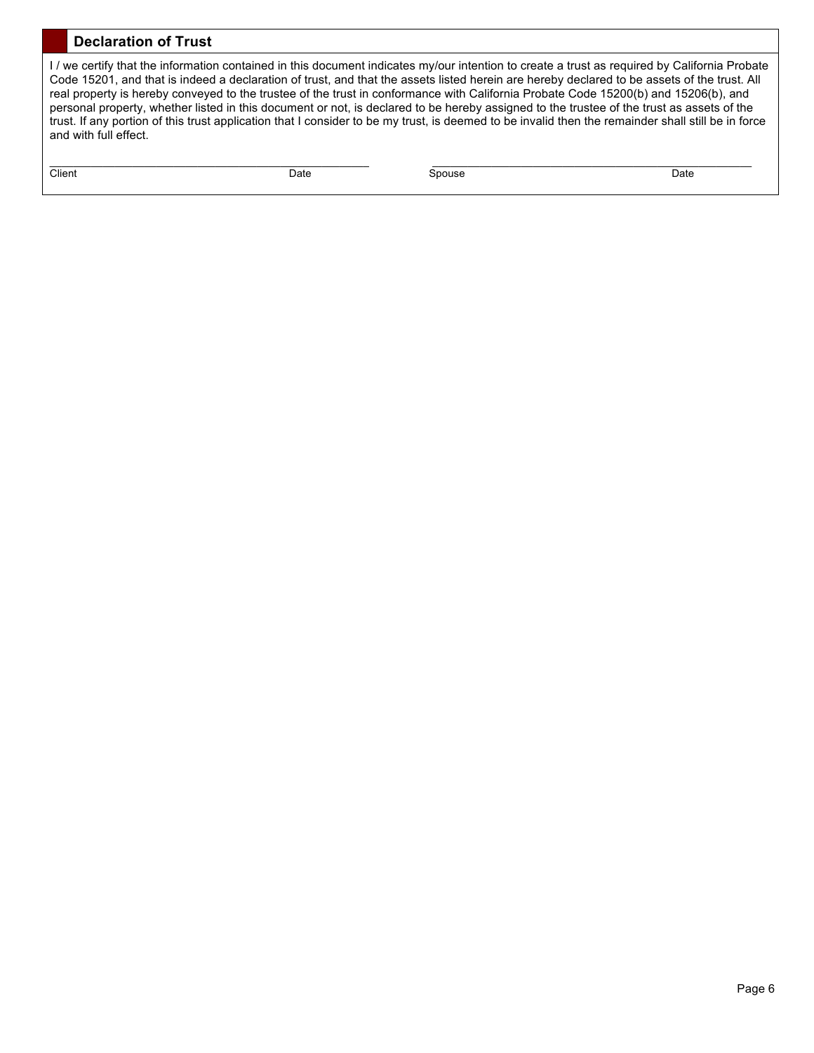## Declaration of Trust

I / we certify that the information contained in this document indicates my/our intention to create a trust as required by California Probate Code 15201, and that is indeed a declaration of trust, and that the assets listed herein are hereby declared to be assets of the trust. All real property is hereby conveyed to the trustee of the trust in conformance with California Probate Code 15200(b) and 15206(b), and personal property, whether listed in this document or not, is declared to be hereby assigned to the trustee of the trust as assets of the trust. If any portion of this trust application that I consider to be my trust, is deemed to be invalid then the remainder shall still be in force and with full effect.

| | | | |
|---|---|---|---|
| Client | Date | Spouse | Date |